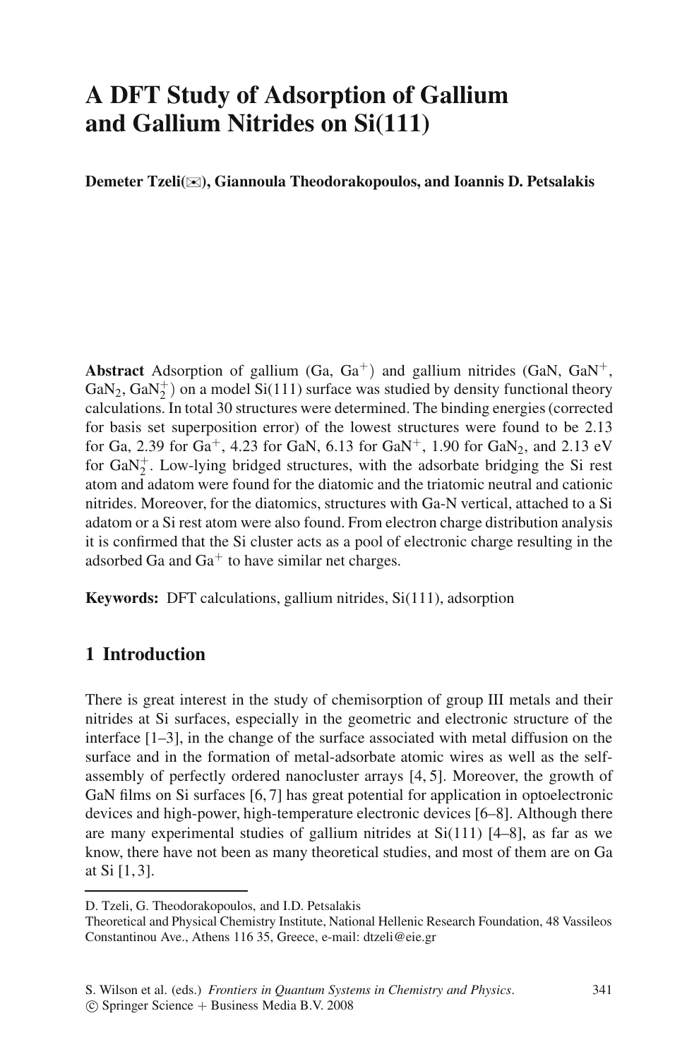# A DFT Study of Adsorption of Gallium and Gallium Nitrides on Si(111)

**Demeter Tzeli(✉), Giannoula Theodorakopoulos, and Ioannis D. Petsalakis**

**Abstract** Adsorption of gallium (Ga, $Ga^+$) and gallium nitrides (GaN, $GaN^+$, $GaN_2$, $GaN_2^+$) on a model Si(111) surface was studied by density functional theory calculations. In total 30 structures were determined. The binding energies (corrected for basis set superposition error) of the lowest structures were found to be 2.13 for Ga, 2.39 for $Ga^+$, 4.23 for GaN, 6.13 for $GaN^+$, 1.90 for $GaN_2$, and 2.13 eV for $GaN_2^+$. Low-lying bridged structures, with the adsorbate bridging the Si rest atom and adatom were found for the diatomic and the triatomic neutral and cationic nitrides. Moreover, for the diatomics, structures with Ga-N vertical, attached to a Si adatom or a Si rest atom were also found. From electron charge distribution analysis it is confirmed that the Si cluster acts as a pool of electronic charge resulting in the adsorbed Ga and $Ga^+$ to have similar net charges.

**Keywords:** DFT calculations, gallium nitrides, Si(111), adsorption

## 1 Introduction

There is great interest in the study of chemisorption of group III metals and their nitrides at Si surfaces, especially in the geometric and electronic structure of the interface [1–3], in the change of the surface associated with metal diffusion on the surface and in the formation of metal-adsorbate atomic wires as well as the self-assembly of perfectly ordered nanocluster arrays [4, 5]. Moreover, the growth of GaN films on Si surfaces [6, 7] has great potential for application in optoelectronic devices and high-power, high-temperature electronic devices [6–8]. Although there are many experimental studies of gallium nitrides at Si(111) [4–8], as far as we know, there have not been as many theoretical studies, and most of them are on Ga at Si [1, 3].

---

D. Tzeli, G. Theodorakopoulos, and I.D. Petsalakis
Theoretical and Physical Chemistry Institute, National Hellenic Research Foundation, 48 Vassileos Constantinou Ave., Athens 116 35, Greece, e-mail: dtzeli@eie.gr

S. Wilson et al. (eds.) *Frontiers in Quantum Systems in Chemistry and Physics*.
© Springer Science + Business Media B.V. 2008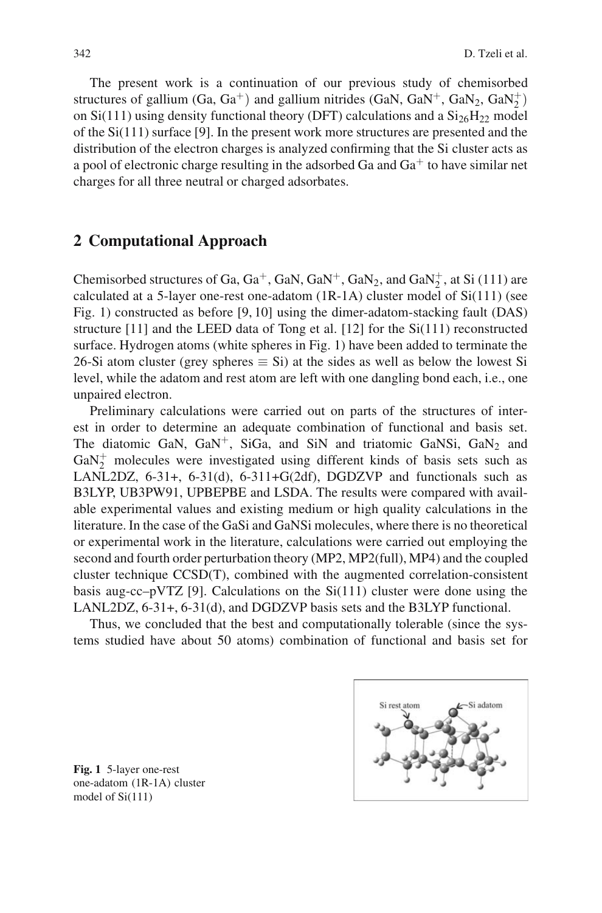The present work is a continuation of our previous study of chemisorbed structures of gallium (Ga, $Ga^+$) and gallium nitrides (GaN, $GaN^+$, $GaN_2$, $GaN_2^+$) on Si(111) using density functional theory (DFT) calculations and a $Si_{26}H_{22}$ model of the Si(111) surface [9]. In the present work more structures are presented and the distribution of the electron charges is analyzed confirming that the Si cluster acts as a pool of electronic charge resulting in the adsorbed Ga and $Ga^+$ to have similar net charges for all three neutral or charged adsorbates.

## 2 Computational Approach

Chemisorbed structures of Ga, $Ga^+$, GaN, $GaN^+$, $GaN_2$, and $GaN_2^+$, at Si (111) are calculated at a 5-layer one-rest one-adatom (1R-1A) cluster model of Si(111) (see Fig. 1) constructed as before [9, 10] using the dimer-adatom-stacking fault (DAS) structure [11] and the LEED data of Tong et al. [12] for the Si(111) reconstructed surface. Hydrogen atoms (white spheres in Fig. 1) have been added to terminate the 26-Si atom cluster (grey spheres ≡ Si) at the sides as well as below the lowest Si level, while the adatom and rest atom are left with one dangling bond each, i.e., one unpaired electron.

Preliminary calculations were carried out on parts of the structures of interest in order to determine an adequate combination of functional and basis set. The diatomic GaN, $GaN^+$, SiGa, and SiN and triatomic GaNSi, $GaN_2$ and $GaN_2^+$ molecules were investigated using different kinds of basis sets such as LANL2DZ, 6-31+, 6-31(d), 6-311+G(2df), DGDZVP and functionals such as B3LYP, UB3PW91, UPBEPBE and LSDA. The results were compared with available experimental values and existing medium or high quality calculations in the literature. In the case of the GaSi and GaNSi molecules, where there is no theoretical or experimental work in the literature, calculations were carried out employing the second and fourth order perturbation theory (MP2, MP2(full), MP4) and the coupled cluster technique CCSD(T), combined with the augmented correlation-consistent basis aug-cc–pVTZ [9]. Calculations on the Si(111) cluster were done using the LANL2DZ, 6-31+, 6-31(d), and DGDZVP basis sets and the B3LYP functional.

Thus, we concluded that the best and computationally tolerable (since the systems studied have about 50 atoms) combination of functional and basis set for

**Fig. 1** 5-layer one-rest one-adatom (1R-1A) cluster model of Si(111)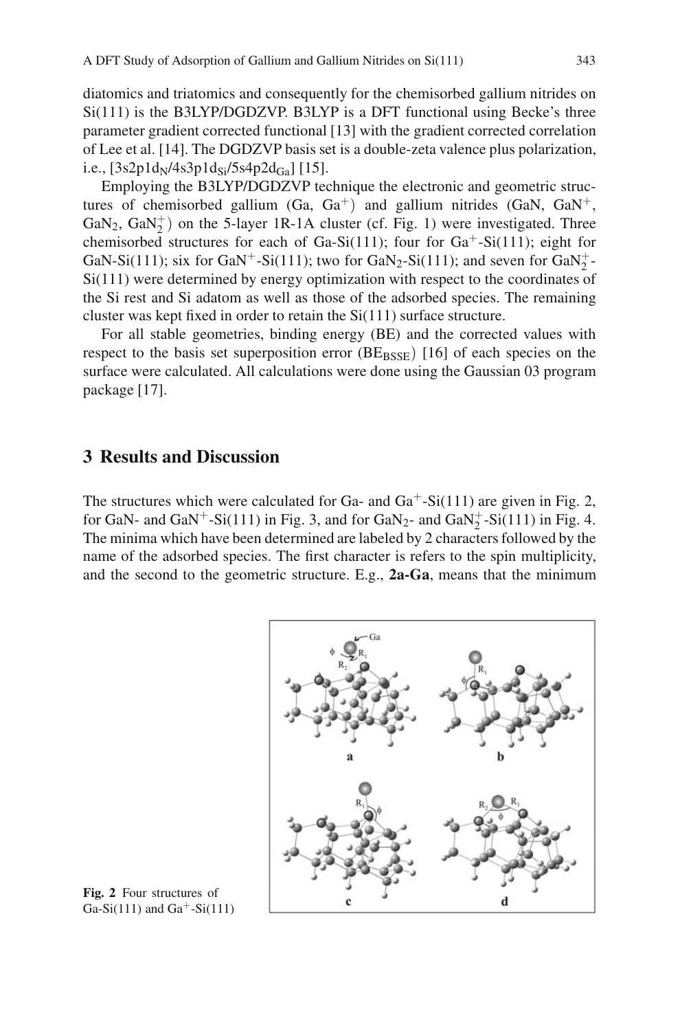diatomics and triatomics and consequently for the chemisorbed gallium nitrides on Si(111) is the B3LYP/DGDZVP. B3LYP is a DFT functional using Becke's three parameter gradient corrected functional [13] with the gradient corrected correlation of Lee et al. [14]. The DGDZVP basis set is a double-zeta valence plus polarization, i.e., $[3s2p1d_{N}/4s3p1d_{Si}/5s4p2d_{Ga}]$ [15].

Employing the B3LYP/DGDZVP technique the electronic and geometric structures of chemisorbed gallium (Ga, $Ga^{+}$) and gallium nitrides (GaN, $GaN^{+}$, $GaN_2$, $GaN_2^{+}$) on the 5-layer 1R-1A cluster (cf. Fig. 1) were investigated. Three chemisorbed structures for each of Ga-Si(111); four for $Ga^{+}$-Si(111); eight for GaN-Si(111); six for $GaN^{+}$-Si(111); two for $GaN_2$-Si(111); and seven for $GaN_2^{+}$-Si(111) were determined by energy optimization with respect to the coordinates of the Si rest and Si adatom as well as those of the adsorbed species. The remaining cluster was kept fixed in order to retain the Si(111) surface structure.

For all stable geometries, binding energy (BE) and the corrected values with respect to the basis set superposition error ($BE_{BSSE}$) [16] of each species on the surface were calculated. All calculations were done using the Gaussian 03 program package [17].

## 3 Results and Discussion

The structures which were calculated for Ga- and $Ga^{+}$-Si(111) are given in Fig. 2, for GaN- and $GaN^{+}$-Si(111) in Fig. 3, and for $GaN_2$- and $GaN_2^{+}$-Si(111) in Fig. 4. The minima which have been determined are labeled by 2 characters followed by the name of the adsorbed species. The first character is refers to the spin multiplicity, and the second to the geometric structure. E.g., **2a-Ga**, means that the minimum

**Fig. 2** Four structures of Ga-Si(111) and $Ga^{+}$-Si(111)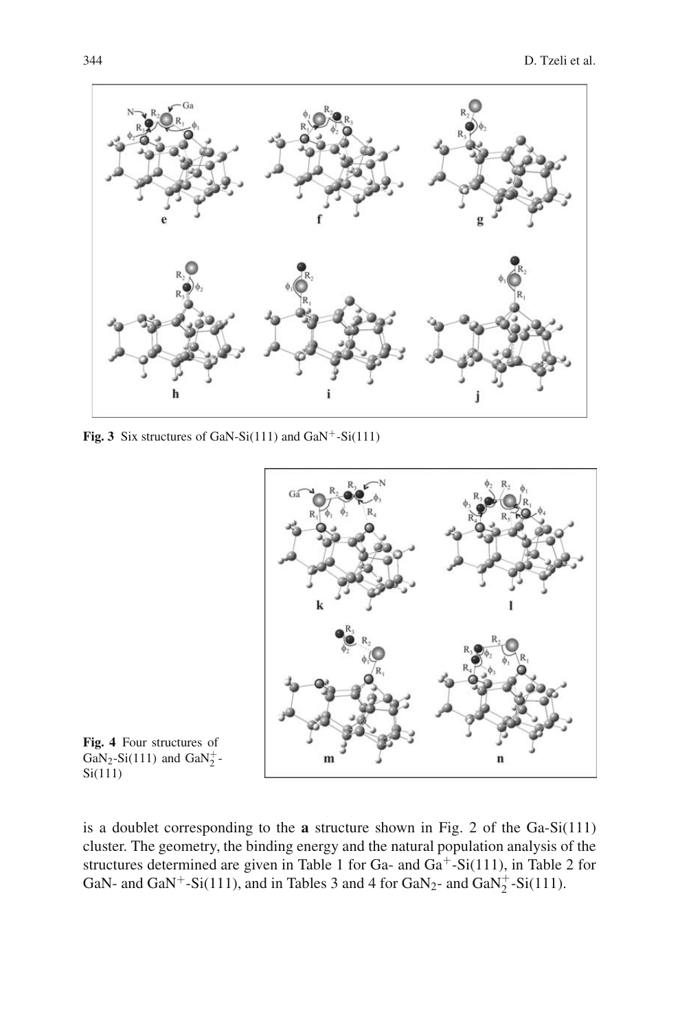**Fig. 3** Six structures of GaN-Si(111) and $GaN^+$-Si(111)

**Fig. 4** Four structures of $GaN_2$-Si(111) and $GaN_2^+$-Si(111)

is a doublet corresponding to the **a** structure shown in Fig. 2 of the Ga-Si(111) cluster. The geometry, the binding energy and the natural population analysis of the structures determined are given in Table 1 for Ga- and $Ga^+$-Si(111), in Table 2 for GaN- and $GaN^+$-Si(111), and in Tables 3 and 4 for $GaN_2$- and $GaN_2^+$-Si(111).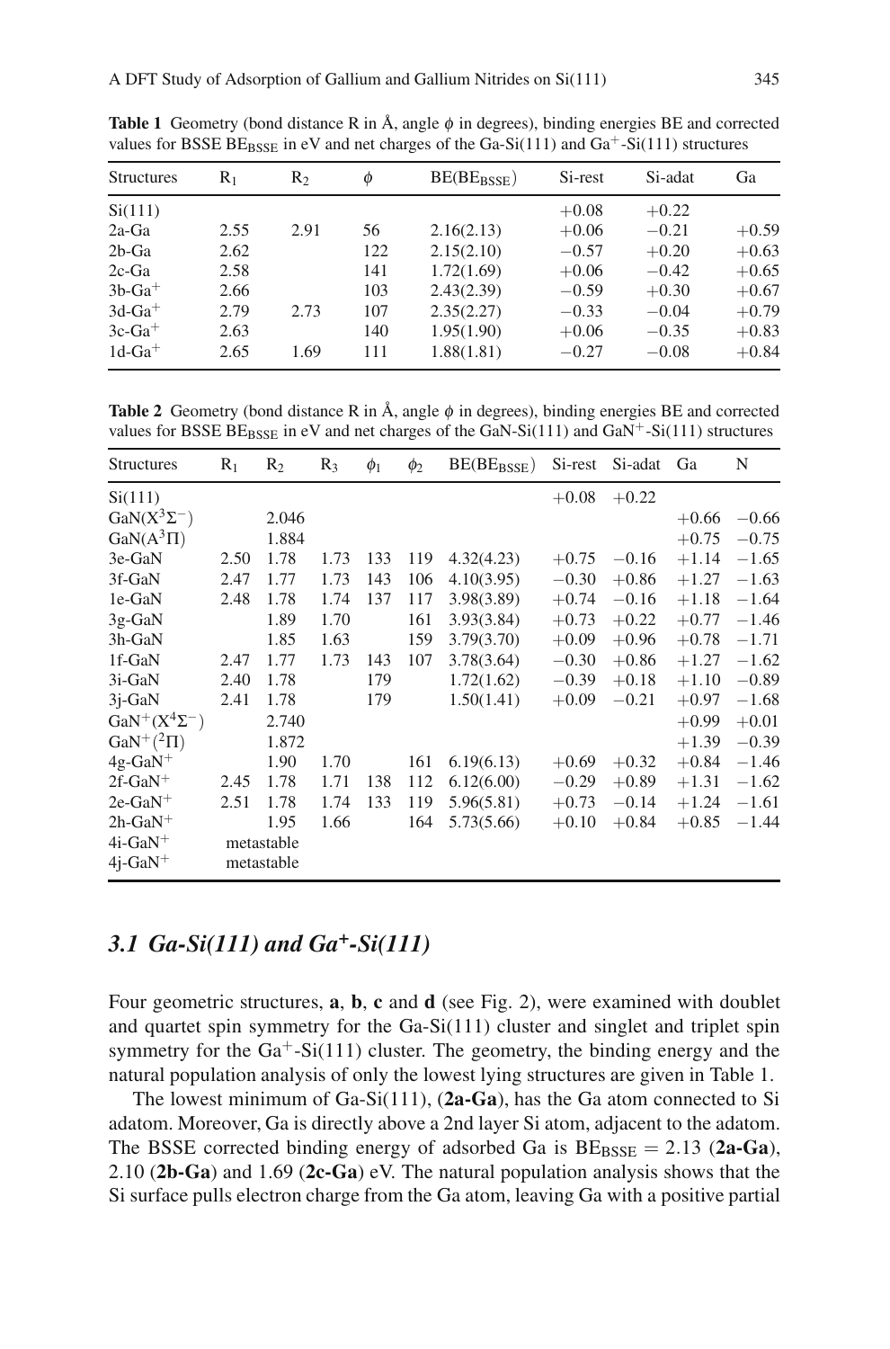**Table 1** Geometry (bond distance R in Å, angle $\phi$ in degrees), binding energies BE and corrected values for BSSE $BE_{BSSE}$ in eV and net charges of the Ga-Si(111) and $Ga^+$-Si(111) structures

| Structures | $R_1$ | $R_2$ | $\phi$ | $BE(BE_{BSSE})$ | Si-rest | Si-adat | Ga |
|---|---|---|---|---|---|---|---|
| Si(111) | | | | | +0.08 | +0.22 | |
| 2a-Ga | 2.55 | 2.91 | 56 | 2.16(2.13) | +0.06 | −0.21 | +0.59 |
| 2b-Ga | 2.62 | | 122 | 2.15(2.10) | −0.57 | +0.20 | +0.63 |
| 2c-Ga | 2.58 | | 141 | 1.72(1.69) | +0.06 | −0.42 | +0.65 |
| 3b-$Ga^+$ | 2.66 | | 103 | 2.43(2.39) | −0.59 | +0.30 | +0.67 |
| 3d-$Ga^+$ | 2.79 | 2.73 | 107 | 2.35(2.27) | −0.33 | −0.04 | +0.79 |
| 3c-$Ga^+$ | 2.63 | | 140 | 1.95(1.90) | +0.06 | −0.35 | +0.83 |
| 1d-$Ga^+$ | 2.65 | 1.69 | 111 | 1.88(1.81) | −0.27 | −0.08 | +0.84 |

**Table 2** Geometry (bond distance R in Å, angle $\phi$ in degrees), binding energies BE and corrected values for BSSE $BE_{BSSE}$ in eV and net charges of the GaN-Si(111) and $GaN^+$-Si(111) structures

| Structures | $R_1$ | $R_2$ | $R_3$ | $\phi_1$ | $\phi_2$ | $BE(BE_{BSSE})$ | Si-rest | Si-adat | Ga | N |
|---|---|---|---|---|---|---|---|---|---|---|
| Si(111) | | | | | | | +0.08 | +0.22 | | |
| GaN($X^3\Sigma^-$) | | 2.046 | | | | | | | +0.66 | −0.66 |
| GaN($A^3\Pi$) | | 1.884 | | | | | | | +0.75 | −0.75 |
| 3e-GaN | 2.50 | 1.78 | 1.73 | 133 | 119 | 4.32(4.23) | +0.75 | −0.16 | +1.14 | −1.65 |
| 3f-GaN | 2.47 | 1.77 | 1.73 | 143 | 106 | 4.10(3.95) | −0.30 | +0.86 | +1.27 | −1.63 |
| 1e-GaN | 2.48 | 1.78 | 1.74 | 137 | 117 | 3.98(3.89) | +0.74 | −0.16 | +1.18 | −1.64 |
| 3g-GaN | | 1.89 | 1.70 | | 161 | 3.93(3.84) | +0.73 | +0.22 | +0.77 | −1.46 |
| 3h-GaN | | 1.85 | 1.63 | | 159 | 3.79(3.70) | +0.09 | +0.96 | +0.78 | −1.71 |
| 1f-GaN | 2.47 | 1.77 | 1.73 | 143 | 107 | 3.78(3.64) | −0.30 | +0.86 | +1.27 | −1.62 |
| 3i-GaN | 2.40 | 1.78 | | 179 | | 1.72(1.62) | −0.39 | +0.18 | +1.10 | −0.89 |
| 3j-GaN | 2.41 | 1.78 | | 179 | | 1.50(1.41) | +0.09 | −0.21 | +0.97 | −1.68 |
| $GaN^+$($X^4\Sigma^-$) | | 2.740 | | | | | | | +0.99 | +0.01 |
| $GaN^+$($^2\Pi$) | | 1.872 | | | | | | | +1.39 | −0.39 |
| 4g-$GaN^+$ | | 1.90 | 1.70 | | 161 | 6.19(6.13) | +0.69 | +0.32 | +0.84 | −1.46 |
| 2f-$GaN^+$ | 2.45 | 1.78 | 1.71 | 138 | 112 | 6.12(6.00) | −0.29 | +0.89 | +1.31 | −1.62 |
| 2e-$GaN^+$ | 2.51 | 1.78 | 1.74 | 133 | 119 | 5.96(5.81) | +0.73 | −0.14 | +1.24 | −1.61 |
| 2h-$GaN^+$ | | 1.95 | 1.66 | | 164 | 5.73(5.66) | +0.10 | +0.84 | +0.85 | −1.44 |
| 4i-$GaN^+$ | metastable | | | | | | | | | |
| 4j-$GaN^+$ | metastable | | | | | | | | | |

### *3.1 Ga-Si(111) and $Ga^+$-Si(111)*

Four geometric structures, **a**, **b**, **c** and **d** (see Fig. 2), were examined with doublet and quartet spin symmetry for the Ga-Si(111) cluster and singlet and triplet spin symmetry for the $Ga^+$-Si(111) cluster. The geometry, the binding energy and the natural population analysis of only the lowest lying structures are given in Table 1.

The lowest minimum of Ga-Si(111), (**2a-Ga**), has the Ga atom connected to Si adatom. Moreover, Ga is directly above a 2nd layer Si atom, adjacent to the adatom. The BSSE corrected binding energy of adsorbed Ga is $BE_{BSSE} = 2.13$ (**2a-Ga**), 2.10 (**2b-Ga**) and 1.69 (**2c-Ga**) eV. The natural population analysis shows that the Si surface pulls electron charge from the Ga atom, leaving Ga with a positive partial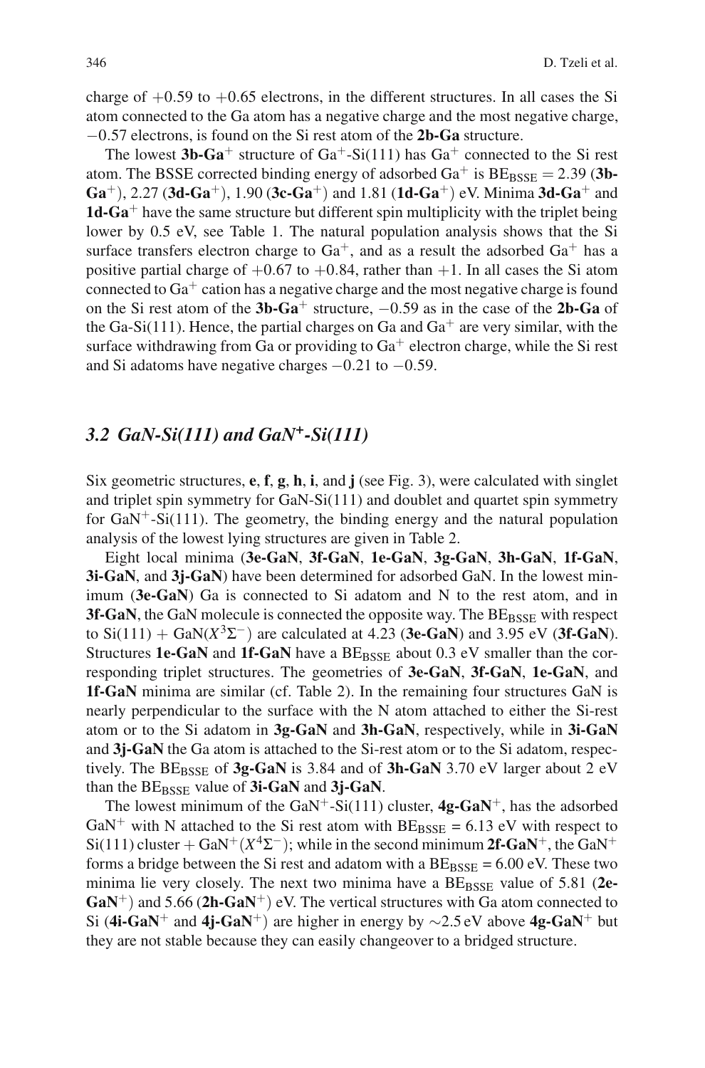charge of +0.59 to +0.65 electrons, in the different structures. In all cases the Si atom connected to the Ga atom has a negative charge and the most negative charge, −0.57 electrons, is found on the Si rest atom of the **2b-Ga** structure.

The lowest **3b-Ga**$^+$ structure of Ga$^+$-Si(111) has Ga$^+$ connected to the Si rest atom. The BSSE corrected binding energy of adsorbed Ga$^+$ is $\mathrm{BE_{BSSE}} = 2.39$ (**3b-Ga**$^+$), 2.27 (**3d-Ga**$^+$), 1.90 (**3c-Ga**$^+$) and 1.81 (**1d-Ga**$^+$) eV. Minima **3d-Ga**$^+$ and **1d-Ga**$^+$ have the same structure but different spin multiplicity with the triplet being lower by 0.5 eV, see Table 1. The natural population analysis shows that the Si surface transfers electron charge to Ga$^+$, and as a result the adsorbed Ga$^+$ has a positive partial charge of +0.67 to +0.84, rather than +1. In all cases the Si atom connected to Ga$^+$ cation has a negative charge and the most negative charge is found on the Si rest atom of the **3b-Ga**$^+$ structure, −0.59 as in the case of the **2b-Ga** of the Ga-Si(111). Hence, the partial charges on Ga and Ga$^+$ are very similar, with the surface withdrawing from Ga or providing to Ga$^+$ electron charge, while the Si rest and Si adatoms have negative charges −0.21 to −0.59.

### *3.2 GaN-Si(111) and GaN$^+$-Si(111)*

Six geometric structures, **e**, **f**, **g**, **h**, **i**, and **j** (see Fig. 3), were calculated with singlet and triplet spin symmetry for GaN-Si(111) and doublet and quartet spin symmetry for GaN$^+$-Si(111). The geometry, the binding energy and the natural population analysis of the lowest lying structures are given in Table 2.

Eight local minima (**3e-GaN**, **3f-GaN**, **1e-GaN**, **3g-GaN**, **3h-GaN**, **1f-GaN**, **3i-GaN**, and **3j-GaN**) have been determined for adsorbed GaN. In the lowest minimum (**3e-GaN**) Ga is connected to Si adatom and N to the rest atom, and in **3f-GaN**, the GaN molecule is connected the opposite way. The $\mathrm{BE_{BSSE}}$ with respect to Si(111) + GaN($X^3\Sigma^-$) are calculated at 4.23 (**3e-GaN**) and 3.95 eV (**3f-GaN**). Structures **1e-GaN** and **1f-GaN** have a $\mathrm{BE_{BSSE}}$ about 0.3 eV smaller than the corresponding triplet structures. The geometries of **3e-GaN**, **3f-GaN**, **1e-GaN**, and **1f-GaN** minima are similar (cf. Table 2). In the remaining four structures GaN is nearly perpendicular to the surface with the N atom attached to either the Si-rest atom or to the Si adatom in **3g-GaN** and **3h-GaN**, respectively, while in **3i-GaN** and **3j-GaN** the Ga atom is attached to the Si-rest atom or to the Si adatom, respectively. The $\mathrm{BE_{BSSE}}$ of **3g-GaN** is 3.84 and of **3h-GaN** 3.70 eV larger about 2 eV than the $\mathrm{BE_{BSSE}}$ value of **3i-GaN** and **3j-GaN**.

The lowest minimum of the GaN$^+$-Si(111) cluster, **4g-GaN**$^+$, has the adsorbed GaN$^+$ with N attached to the Si rest atom with $\mathrm{BE_{BSSE}} = 6.13$ eV with respect to Si(111) cluster + GaN$^+$($X^4\Sigma^-$); while in the second minimum **2f-GaN**$^+$, the GaN$^+$ forms a bridge between the Si rest and adatom with a $\mathrm{BE_{BSSE}} = 6.00$ eV. These two minima lie very closely. The next two minima have a $\mathrm{BE_{BSSE}}$ value of 5.81 (**2e-GaN**$^+$) and 5.66 (**2h-GaN**$^+$) eV. The vertical structures with Ga atom connected to Si (**4i-GaN**$^+$ and **4j-GaN**$^+$) are higher in energy by ∼2.5 eV above **4g-GaN**$^+$ but they are not stable because they can easily changeover to a bridged structure.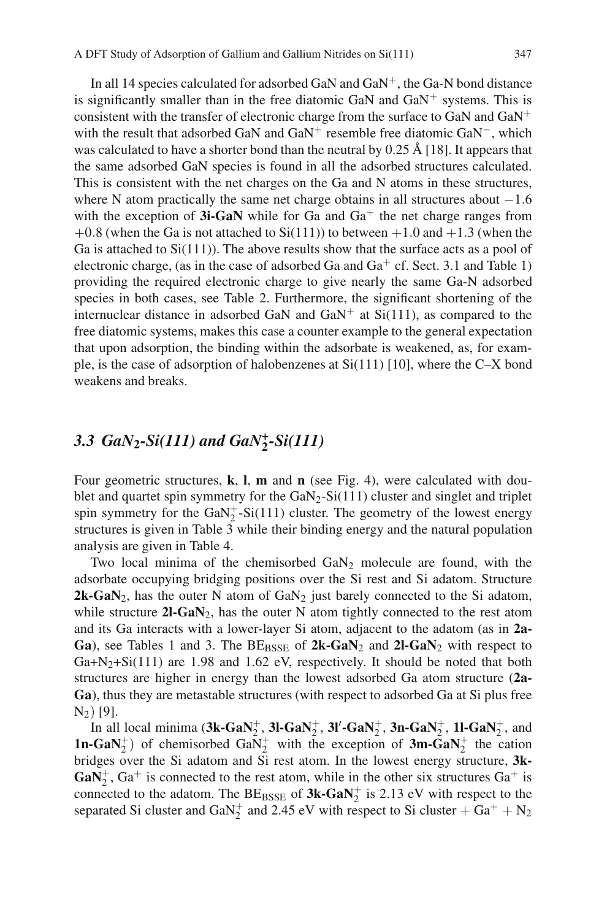In all 14 species calculated for adsorbed GaN and $GaN^+$, the Ga-N bond distance is significantly smaller than in the free diatomic GaN and $GaN^+$ systems. This is consistent with the transfer of electronic charge from the surface to GaN and $GaN^+$ with the result that adsorbed GaN and $GaN^+$ resemble free diatomic $GaN^-$, which was calculated to have a shorter bond than the neutral by 0.25 Å [18]. It appears that the same adsorbed GaN species is found in all the adsorbed structures calculated. This is consistent with the net charges on the Ga and N atoms in these structures, where N atom practically the same net charge obtains in all structures about $-1.6$ with the exception of **3i-GaN** while for Ga and $Ga^+$ the net charge ranges from $+0.8$ (when the Ga is not attached to Si(111)) to between $+1.0$ and $+1.3$ (when the Ga is attached to Si(111)). The above results show that the surface acts as a pool of electronic charge, (as in the case of adsorbed Ga and $Ga^+$ cf. Sect. 3.1 and Table 1) providing the required electronic charge to give nearly the same Ga-N adsorbed species in both cases, see Table 2. Furthermore, the significant shortening of the internuclear distance in adsorbed GaN and $GaN^+$ at Si(111), as compared to the free diatomic systems, makes this case a counter example to the general expectation that upon adsorption, the binding within the adsorbate is weakened, as, for example, is the case of adsorption of halobenzenes at Si(111) [10], where the C–X bond weakens and breaks.

## 3.3 $GaN_2$-Si(111) and $GaN_2^+$-Si(111)

Four geometric structures, **k**, **l**, **m** and **n** (see Fig. 4), were calculated with doublet and quartet spin symmetry for the $GaN_2$-Si(111) cluster and singlet and triplet spin symmetry for the $GaN_2^+$-Si(111) cluster. The geometry of the lowest energy structures is given in Table 3 while their binding energy and the natural population analysis are given in Table 4.

Two local minima of the chemisorbed $GaN_2$ molecule are found, with the adsorbate occupying bridging positions over the Si rest and Si adatom. Structure **2k-GaN$_2$**, has the outer N atom of $GaN_2$ just barely connected to the Si adatom, while structure **2l-GaN$_2$**, has the outer N atom tightly connected to the rest atom and its Ga interacts with a lower-layer Si atom, adjacent to the adatom (as in **2a-Ga**), see Tables 1 and 3. The $BE_{BSSE}$ of **2k-GaN$_2$** and **2l-GaN$_2$** with respect to $Ga+N_2+Si(111)$ are 1.98 and 1.62 eV, respectively. It should be noted that both structures are higher in energy than the lowest adsorbed Ga atom structure (**2a-Ga**), thus they are metastable structures (with respect to adsorbed Ga at Si plus free $N_2$) [9].

In all local minima (**3k-GaN$_2^+$**, **3l-GaN$_2^+$**, **3l′-GaN$_2^+$**, **3n-GaN$_2^+$**, **1l-GaN$_2^+$**, and **1n-GaN$_2^+$**) of chemisorbed $GaN_2^+$ with the exception of **3m-GaN$_2^+$** the cation bridges over the Si adatom and Si rest atom. In the lowest energy structure, **3k-GaN$_2^+$**, $Ga^+$ is connected to the rest atom, while in the other six structures $Ga^+$ is connected to the adatom. The $BE_{BSSE}$ of **3k-GaN$_2^+$** is 2.13 eV with respect to the separated Si cluster and $GaN_2^+$ and 2.45 eV with respect to Si cluster + $Ga^+$ + $N_2$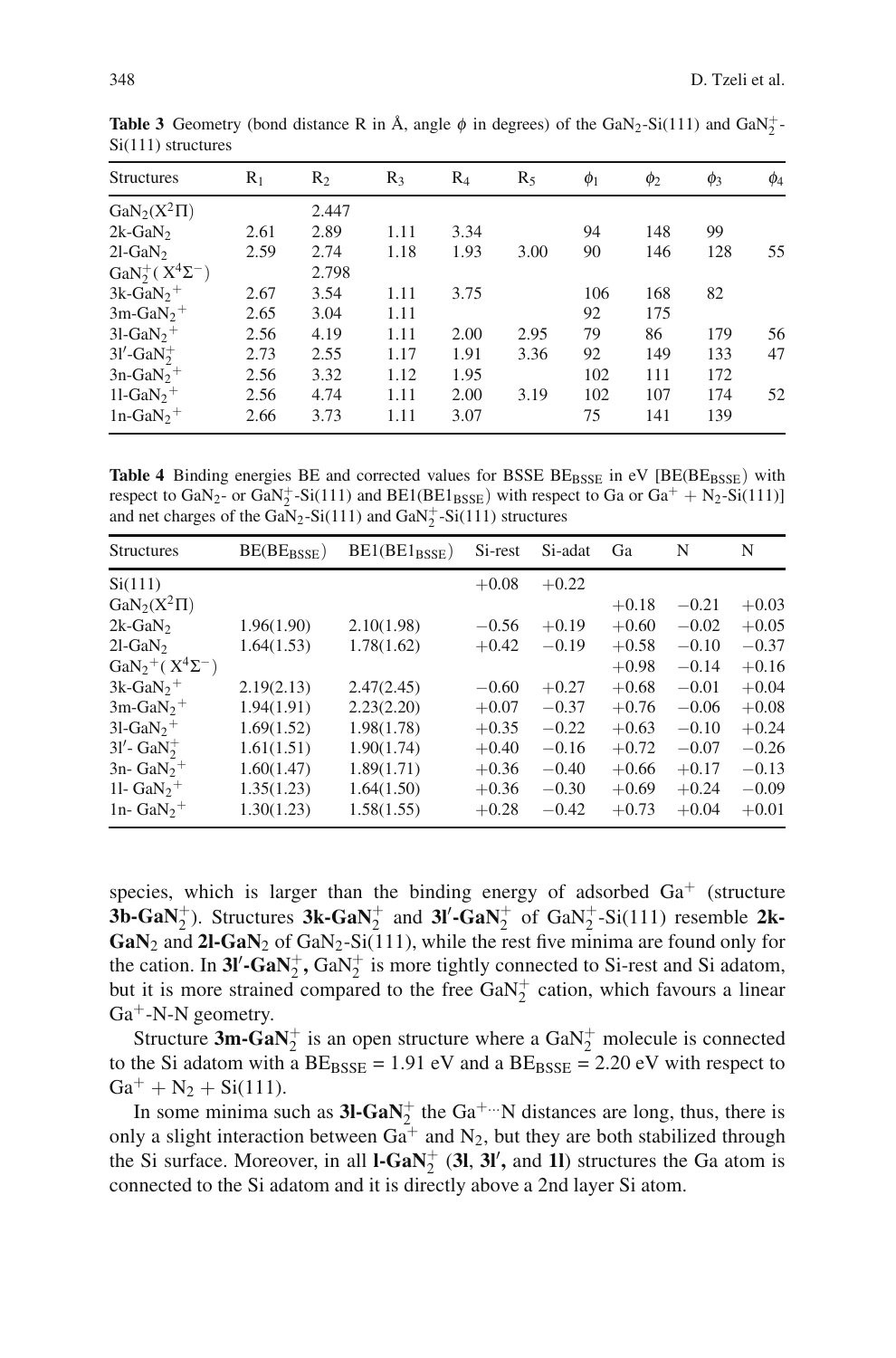**Table 3** Geometry (bond distance R in Å, angle $\phi$ in degrees) of the $GaN_2$-Si(111) and $GaN_2^+$-Si(111) structures

| Structures | $R_1$ | $R_2$ | $R_3$ | $R_4$ | $R_5$ | $\phi_1$ | $\phi_2$ | $\phi_3$ | $\phi_4$ |
|---|---|---|---|---|---|---|---|---|---|
| $GaN_2(X^2\Pi)$ | | 2.447 | | | | | | | |
| 2k-$GaN_2$ | 2.61 | 2.89 | 1.11 | 3.34 | | 94 | 148 | 99 | |
| 2l-$GaN_2$ | 2.59 | 2.74 | 1.18 | 1.93 | 3.00 | 90 | 146 | 128 | 55 |
| $GaN_2^+(X^4\Sigma^-)$ | | 2.798 | | | | | | | |
| 3k-$GaN_2^+$ | 2.67 | 3.54 | 1.11 | 3.75 | | 106 | 168 | 82 | |
| 3m-$GaN_2^+$ | 2.65 | 3.04 | 1.11 | | | 92 | 175 | | |
| 3l-$GaN_2^+$ | 2.56 | 4.19 | 1.11 | 2.00 | 2.95 | 79 | 86 | 179 | 56 |
| 3l′-$GaN_2^+$ | 2.73 | 2.55 | 1.17 | 1.91 | 3.36 | 92 | 149 | 133 | 47 |
| 3n-$GaN_2^+$ | 2.56 | 3.32 | 1.12 | 1.95 | | 102 | 111 | 172 | |
| 1l-$GaN_2^+$ | 2.56 | 4.74 | 1.11 | 2.00 | 3.19 | 102 | 107 | 174 | 52 |
| 1n-$GaN_2^+$ | 2.66 | 3.73 | 1.11 | 3.07 | | 75 | 141 | 139 | |

**Table 4** Binding energies BE and corrected values for BSSE $BE_{BSSE}$ in eV [BE($BE_{BSSE}$) with respect to $GaN_2$- or $GaN_2^+$-Si(111) and BE1($BE1_{BSSE}$) with respect to Ga or $Ga^+ + N_2$-Si(111)] and net charges of the $GaN_2$-Si(111) and $GaN_2^+$-Si(111) structures

| Structures | BE($BE_{BSSE}$) | BE1($BE1_{BSSE}$) | Si-rest | Si-adat | Ga | N | N |
|---|---|---|---|---|---|---|---|
| Si(111) | | | +0.08 | +0.22 | | | |
| $GaN_2(X^2\Pi)$ | | | | | +0.18 | −0.21 | +0.03 |
| 2k-$GaN_2$ | 1.96(1.90) | 2.10(1.98) | −0.56 | +0.19 | +0.60 | −0.02 | +0.05 |
| 2l-$GaN_2$ | 1.64(1.53) | 1.78(1.62) | +0.42 | −0.19 | +0.58 | −0.10 | −0.37 |
| $GaN_2^+(X^4\Sigma^-)$ | | | | | +0.98 | −0.14 | +0.16 |
| 3k-$GaN_2^+$ | 2.19(2.13) | 2.47(2.45) | −0.60 | +0.27 | +0.68 | −0.01 | +0.04 |
| 3m-$GaN_2^+$ | 1.94(1.91) | 2.23(2.20) | +0.07 | −0.37 | +0.76 | −0.06 | +0.08 |
| 3l-$GaN_2^+$ | 1.69(1.52) | 1.98(1.78) | +0.35 | −0.22 | +0.63 | −0.10 | +0.24 |
| 3l′-$GaN_2^+$ | 1.61(1.51) | 1.90(1.74) | +0.40 | −0.16 | +0.72 | −0.07 | −0.26 |
| 3n-$GaN_2^+$ | 1.60(1.47) | 1.89(1.71) | +0.36 | −0.40 | +0.66 | +0.17 | −0.13 |
| 1l-$GaN_2^+$ | 1.35(1.23) | 1.64(1.50) | +0.36 | −0.30 | +0.69 | +0.24 | −0.09 |
| 1n-$GaN_2^+$ | 1.30(1.23) | 1.58(1.55) | +0.28 | −0.42 | +0.73 | +0.04 | +0.01 |

species, which is larger than the binding energy of adsorbed $Ga^+$ (structure **3b-$GaN_2^+$**). Structures **3k-$GaN_2^+$** and **3l′-$GaN_2^+$** of $GaN_2^+$-Si(111) resemble **2k-$GaN_2$** and **2l-$GaN_2$** of $GaN_2$-Si(111), while the rest five minima are found only for the cation. In **3l′-$GaN_2^+$**, $GaN_2^+$ is more tightly connected to Si-rest and Si adatom, but it is more strained compared to the free $GaN_2^+$ cation, which favours a linear $Ga^+$-N-N geometry.

Structure **3m-$GaN_2^+$** is an open structure where a $GaN_2^+$ molecule is connected to the Si adatom with a $BE_{BSSE}$ = 1.91 eV and a $BE_{BSSE}$ = 2.20 eV with respect to $Ga^+ + N_2 + Si(111)$.

In some minima such as **3l-$GaN_2^+$** the $Ga^{+\cdots}N$ distances are long, thus, there is only a slight interaction between $Ga^+$ and $N_2$, but they are both stabilized through the Si surface. Moreover, in all **l-$GaN_2^+$** (**3l**, **3l′,** and **1l**) structures the Ga atom is connected to the Si adatom and it is directly above a 2nd layer Si atom.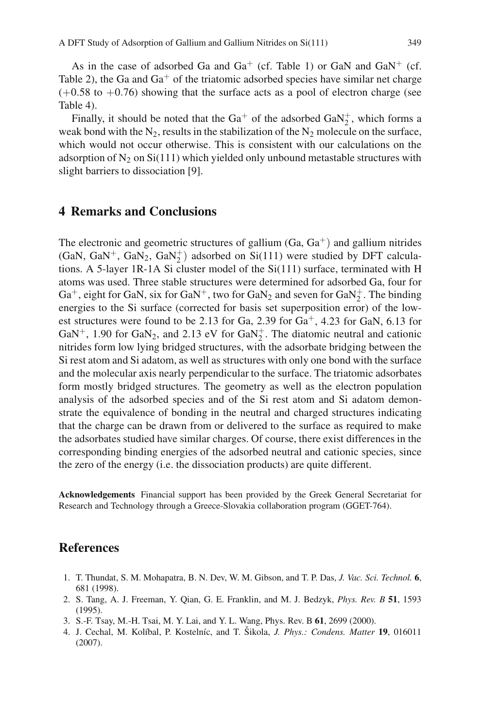As in the case of adsorbed Ga and $Ga^+$ (cf. Table 1) or GaN and $GaN^+$ (cf. Table 2), the Ga and $Ga^+$ of the triatomic adsorbed species have similar net charge ($+0.58$ to $+0.76$) showing that the surface acts as a pool of electron charge (see Table 4).

Finally, it should be noted that the $Ga^+$ of the adsorbed $GaN_2^+$, which forms a weak bond with the $N_2$, results in the stabilization of the $N_2$ molecule on the surface, which would not occur otherwise. This is consistent with our calculations on the adsorption of $N_2$ on Si(111) which yielded only unbound metastable structures with slight barriers to dissociation [9].

## 4 Remarks and Conclusions

The electronic and geometric structures of gallium (Ga, $Ga^+$) and gallium nitrides (GaN, $GaN^+$, $GaN_2$, $GaN_2^+$) adsorbed on Si(111) were studied by DFT calculations. A 5-layer 1R-1A Si cluster model of the Si(111) surface, terminated with H atoms was used. Three stable structures were determined for adsorbed Ga, four for $Ga^+$, eight for GaN, six for $GaN^+$, two for $GaN_2$ and seven for $GaN_2^+$. The binding energies to the Si surface (corrected for basis set superposition error) of the lowest structures were found to be 2.13 for Ga, 2.39 for $Ga^+$, 4.23 for GaN, 6.13 for $GaN^+$, 1.90 for $GaN_2$, and 2.13 eV for $GaN_2^+$. The diatomic neutral and cationic nitrides form low lying bridged structures, with the adsorbate bridging between the Si rest atom and Si adatom, as well as structures with only one bond with the surface and the molecular axis nearly perpendicular to the surface. The triatomic adsorbates form mostly bridged structures. The geometry as well as the electron population analysis of the adsorbed species and of the Si rest atom and Si adatom demonstrate the equivalence of bonding in the neutral and charged structures indicating that the charge can be drawn from or delivered to the surface as required to make the adsorbates studied have similar charges. Of course, there exist differences in the corresponding binding energies of the adsorbed neutral and cationic species, since the zero of the energy (i.e. the dissociation products) are quite different.

**Acknowledgements** Financial support has been provided by the Greek General Secretariat for Research and Technology through a Greece-Slovakia collaboration program (GGET-764).

## References

1. T. Thundat, S. M. Mohapatra, B. N. Dev, W. M. Gibson, and T. P. Das, *J. Vac. Sci. Technol.* **6**, 681 (1998).
2. S. Tang, A. J. Freeman, Y. Qian, G. E. Franklin, and M. J. Bedzyk, *Phys. Rev. B* **51**, 1593 (1995).
3. S.-F. Tsay, M.-H. Tsai, M. Y. Lai, and Y. L. Wang, Phys. Rev. B **61**, 2699 (2000).
4. J. Cechal, M. Kolíbal, P. Kostelníc, and T. Šikola, *J. Phys.: Condens. Matter* **19**, 016011 (2007).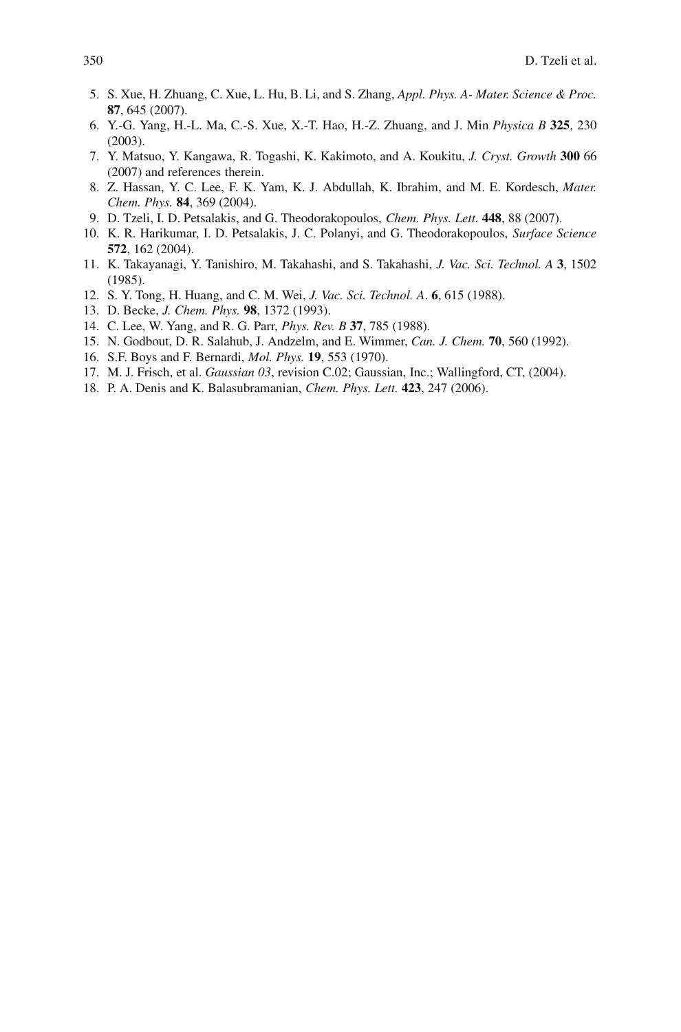5. S. Xue, H. Zhuang, C. Xue, L. Hu, B. Li, and S. Zhang, *Appl. Phys. A- Mater. Science & Proc.* **87**, 645 (2007).
6. Y.-G. Yang, H.-L. Ma, C.-S. Xue, X.-T. Hao, H.-Z. Zhuang, and J. Min *Physica B* **325**, 230 (2003).
7. Y. Matsuo, Y. Kangawa, R. Togashi, K. Kakimoto, and A. Koukitu, *J. Cryst. Growth* **300** 66 (2007) and references therein.
8. Z. Hassan, Y. C. Lee, F. K. Yam, K. J. Abdullah, K. Ibrahim, and M. E. Kordesch, *Mater. Chem. Phys.* **84**, 369 (2004).
9. D. Tzeli, I. D. Petsalakis, and G. Theodorakopoulos, *Chem. Phys. Lett.* **448**, 88 (2007).
10. K. R. Harikumar, I. D. Petsalakis, J. C. Polanyi, and G. Theodorakopoulos, *Surface Science* **572**, 162 (2004).
11. K. Takayanagi, Y. Tanishiro, M. Takahashi, and S. Takahashi, *J. Vac. Sci. Technol. A* **3**, 1502 (1985).
12. S. Y. Tong, H. Huang, and C. M. Wei, *J. Vac. Sci. Technol. A*. **6**, 615 (1988).
13. D. Becke, *J. Chem. Phys.* **98**, 1372 (1993).
14. C. Lee, W. Yang, and R. G. Parr, *Phys. Rev. B* **37**, 785 (1988).
15. N. Godbout, D. R. Salahub, J. Andzelm, and E. Wimmer, *Can. J. Chem.* **70**, 560 (1992).
16. S.F. Boys and F. Bernardi, *Mol. Phys.* **19**, 553 (1970).
17. M. J. Frisch, et al. *Gaussian 03*, revision C.02; Gaussian, Inc.; Wallingford, CT, (2004).
18. P. A. Denis and K. Balasubramanian, *Chem. Phys. Lett.* **423**, 247 (2006).